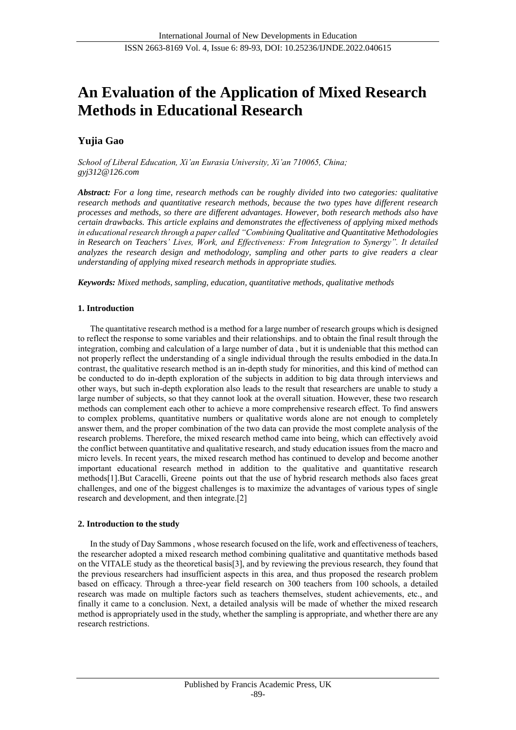# An Evaluation of the Application of Mixed Research Methods in Educational Research

**Yujia Gao**

*School of Liberal Education, Xi'an Eurasia University, Xi'an 710065, China;*
*gyj312@126.com*

***Abstract:*** *For a long time, research methods can be roughly divided into two categories: qualitative research methods and quantitative research methods, because the two types have different research processes and methods, so there are different advantages. However, both research methods also have certain drawbacks. This article explains and demonstrates the effectiveness of applying mixed methods in educational research through a paper called "Combining Qualitative and Quantitative Methodologies in Research on Teachers' Lives, Work, and Effectiveness: From Integration to Synergy". It detailed analyzes the research design and methodology, sampling and other parts to give readers a clear understanding of applying mixed research methods in appropriate studies.*

***Keywords:*** *Mixed methods, sampling, education, quantitative methods, qualitative methods*

## 1. Introduction

The quantitative research method is a method for a large number of research groups which is designed to reflect the response to some variables and their relationships. and to obtain the final result through the integration, combing and calculation of a large number of data , but it is undeniable that this method can not properly reflect the understanding of a single individual through the results embodied in the data.In contrast, the qualitative research method is an in-depth study for minorities, and this kind of method can be conducted to do in-depth exploration of the subjects in addition to big data through interviews and other ways, but such in-depth exploration also leads to the result that researchers are unable to study a large number of subjects, so that they cannot look at the overall situation. However, these two research methods can complement each other to achieve a more comprehensive research effect. To find answers to complex problems, quantitative numbers or qualitative words alone are not enough to completely answer them, and the proper combination of the two data can provide the most complete analysis of the research problems. Therefore, the mixed research method came into being, which can effectively avoid the conflict between quantitative and qualitative research, and study education issues from the macro and micro levels. In recent years, the mixed research method has continued to develop and become another important educational research method in addition to the qualitative and quantitative research methods[1].But Caracelli, Greene points out that the use of hybrid research methods also faces great challenges, and one of the biggest challenges is to maximize the advantages of various types of single research and development, and then integrate.[2]

## 2. Introduction to the study

In the study of Day Sammons , whose research focused on the life, work and effectiveness of teachers, the researcher adopted a mixed research method combining qualitative and quantitative methods based on the VITALE study as the theoretical basis[3], and by reviewing the previous research, they found that the previous researchers had insufficient aspects in this area, and thus proposed the research problem based on efficacy. Through a three-year field research on 300 teachers from 100 schools, a detailed research was made on multiple factors such as teachers themselves, student achievements, etc., and finally it came to a conclusion. Next, a detailed analysis will be made of whether the mixed research method is appropriately used in the study, whether the sampling is appropriate, and whether there are any research restrictions.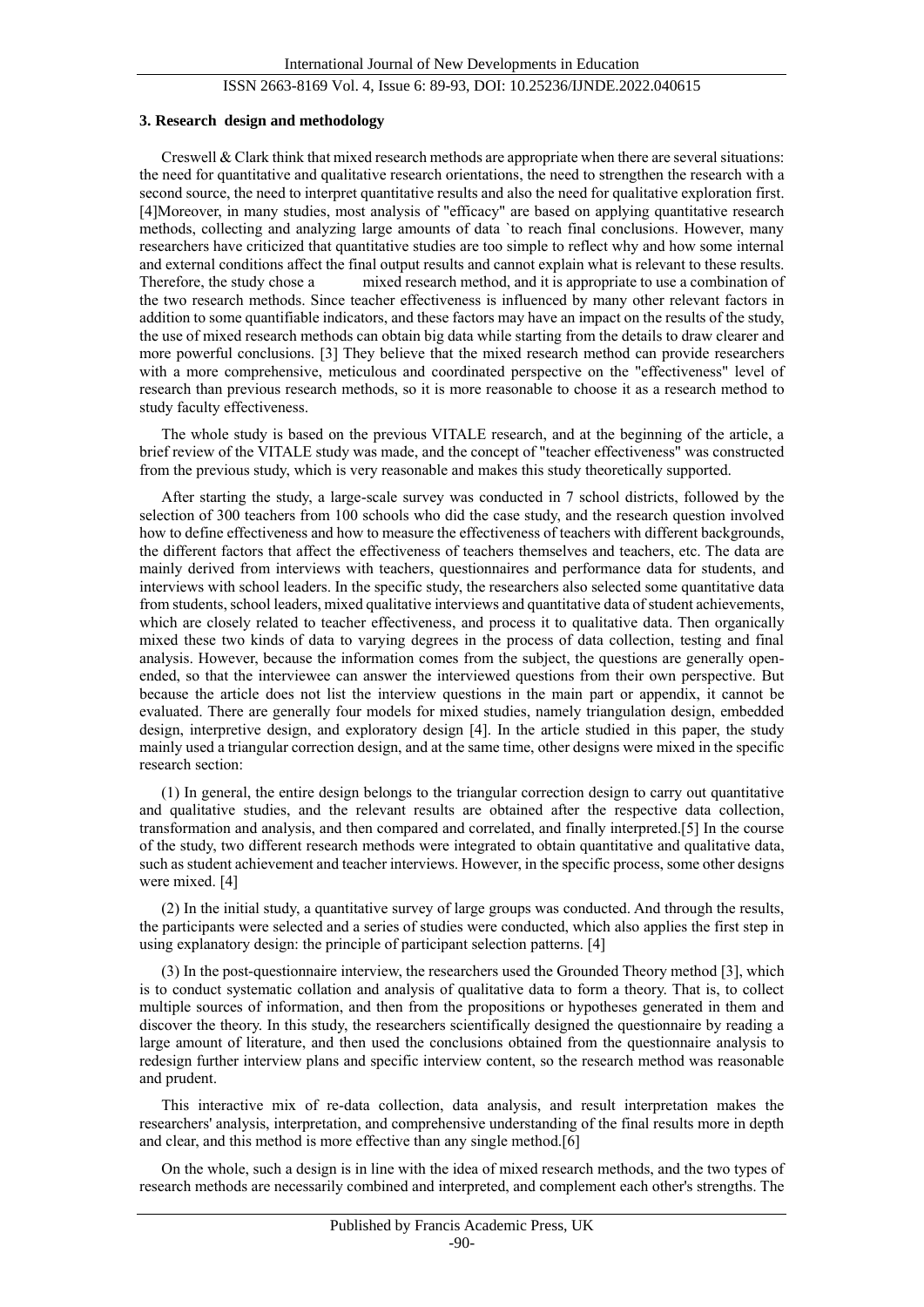### 3. Research design and methodology

Creswell & Clark think that mixed research methods are appropriate when there are several situations: the need for quantitative and qualitative research orientations, the need to strengthen the research with a second source, the need to interpret quantitative results and also the need for qualitative exploration first. [4]Moreover, in many studies, most analysis of "efficacy" are based on applying quantitative research methods, collecting and analyzing large amounts of data `to reach final conclusions. However, many researchers have criticized that quantitative studies are too simple to reflect why and how some internal and external conditions affect the final output results and cannot explain what is relevant to these results. Therefore, the study chose a mixed research method, and it is appropriate to use a combination of the two research methods. Since teacher effectiveness is influenced by many other relevant factors in addition to some quantifiable indicators, and these factors may have an impact on the results of the study, the use of mixed research methods can obtain big data while starting from the details to draw clearer and more powerful conclusions. [3] They believe that the mixed research method can provide researchers with a more comprehensive, meticulous and coordinated perspective on the "effectiveness" level of research than previous research methods, so it is more reasonable to choose it as a research method to study faculty effectiveness.

The whole study is based on the previous VITALE research, and at the beginning of the article, a brief review of the VITALE study was made, and the concept of "teacher effectiveness" was constructed from the previous study, which is very reasonable and makes this study theoretically supported.

After starting the study, a large-scale survey was conducted in 7 school districts, followed by the selection of 300 teachers from 100 schools who did the case study, and the research question involved how to define effectiveness and how to measure the effectiveness of teachers with different backgrounds, the different factors that affect the effectiveness of teachers themselves and teachers, etc. The data are mainly derived from interviews with teachers, questionnaires and performance data for students, and interviews with school leaders. In the specific study, the researchers also selected some quantitative data from students, school leaders, mixed qualitative interviews and quantitative data of student achievements, which are closely related to teacher effectiveness, and process it to qualitative data. Then organically mixed these two kinds of data to varying degrees in the process of data collection, testing and final analysis. However, because the information comes from the subject, the questions are generally open-ended, so that the interviewee can answer the interviewed questions from their own perspective. But because the article does not list the interview questions in the main part or appendix, it cannot be evaluated. There are generally four models for mixed studies, namely triangulation design, embedded design, interpretive design, and exploratory design [4]. In the article studied in this paper, the study mainly used a triangular correction design, and at the same time, other designs were mixed in the specific research section:

(1) In general, the entire design belongs to the triangular correction design to carry out quantitative and qualitative studies, and the relevant results are obtained after the respective data collection, transformation and analysis, and then compared and correlated, and finally interpreted.[5] In the course of the study, two different research methods were integrated to obtain quantitative and qualitative data, such as student achievement and teacher interviews. However, in the specific process, some other designs were mixed. [4]

(2) In the initial study, a quantitative survey of large groups was conducted. And through the results, the participants were selected and a series of studies were conducted, which also applies the first step in using explanatory design: the principle of participant selection patterns. [4]

(3) In the post-questionnaire interview, the researchers used the Grounded Theory method [3], which is to conduct systematic collation and analysis of qualitative data to form a theory. That is, to collect multiple sources of information, and then from the propositions or hypotheses generated in them and discover the theory. In this study, the researchers scientifically designed the questionnaire by reading a large amount of literature, and then used the conclusions obtained from the questionnaire analysis to redesign further interview plans and specific interview content, so the research method was reasonable and prudent.

This interactive mix of re-data collection, data analysis, and result interpretation makes the researchers' analysis, interpretation, and comprehensive understanding of the final results more in depth and clear, and this method is more effective than any single method.[6]

On the whole, such a design is in line with the idea of mixed research methods, and the two types of research methods are necessarily combined and interpreted, and complement each other's strengths. The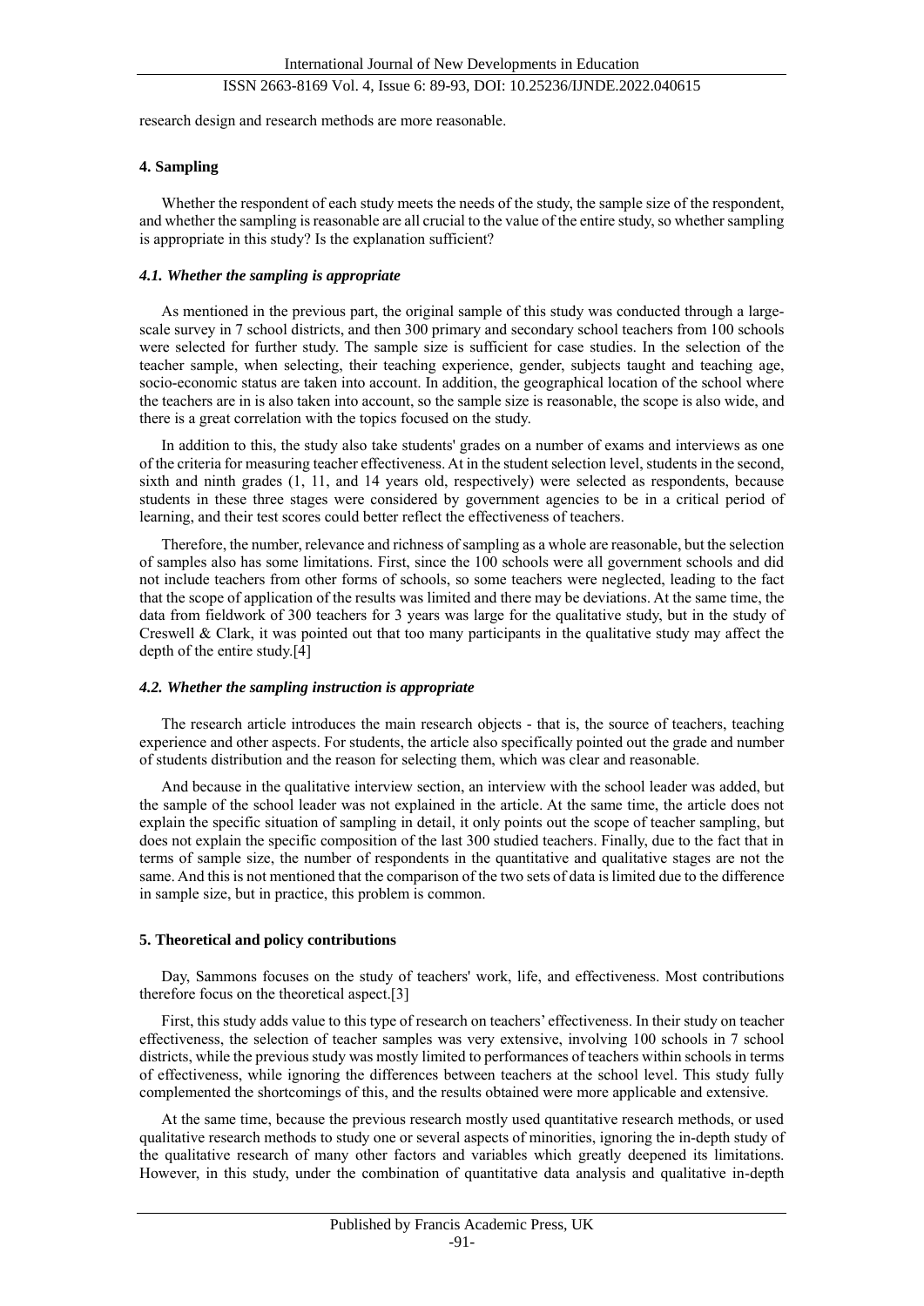research design and research methods are more reasonable.

## 4. Sampling

Whether the respondent of each study meets the needs of the study, the sample size of the respondent, and whether the sampling is reasonable are all crucial to the value of the entire study, so whether sampling is appropriate in this study? Is the explanation sufficient?

### *4.1. Whether the sampling is appropriate*

As mentioned in the previous part, the original sample of this study was conducted through a large-scale survey in 7 school districts, and then 300 primary and secondary school teachers from 100 schools were selected for further study. The sample size is sufficient for case studies. In the selection of the teacher sample, when selecting, their teaching experience, gender, subjects taught and teaching age, socio-economic status are taken into account. In addition, the geographical location of the school where the teachers are in is also taken into account, so the sample size is reasonable, the scope is also wide, and there is a great correlation with the topics focused on the study.

In addition to this, the study also take students' grades on a number of exams and interviews as one of the criteria for measuring teacher effectiveness. At in the student selection level, students in the second, sixth and ninth grades (1, 11, and 14 years old, respectively) were selected as respondents, because students in these three stages were considered by government agencies to be in a critical period of learning, and their test scores could better reflect the effectiveness of teachers.

Therefore, the number, relevance and richness of sampling as a whole are reasonable, but the selection of samples also has some limitations. First, since the 100 schools were all government schools and did not include teachers from other forms of schools, so some teachers were neglected, leading to the fact that the scope of application of the results was limited and there may be deviations. At the same time, the data from fieldwork of 300 teachers for 3 years was large for the qualitative study, but in the study of Creswell & Clark, it was pointed out that too many participants in the qualitative study may affect the depth of the entire study.[4]

### *4.2. Whether the sampling instruction is appropriate*

The research article introduces the main research objects - that is, the source of teachers, teaching experience and other aspects. For students, the article also specifically pointed out the grade and number of students distribution and the reason for selecting them, which was clear and reasonable.

And because in the qualitative interview section, an interview with the school leader was added, but the sample of the school leader was not explained in the article. At the same time, the article does not explain the specific situation of sampling in detail, it only points out the scope of teacher sampling, but does not explain the specific composition of the last 300 studied teachers. Finally, due to the fact that in terms of sample size, the number of respondents in the quantitative and qualitative stages are not the same. And this is not mentioned that the comparison of the two sets of data is limited due to the difference in sample size, but in practice, this problem is common.

## 5. Theoretical and policy contributions

Day, Sammons focuses on the study of teachers' work, life, and effectiveness. Most contributions therefore focus on the theoretical aspect.[3]

First, this study adds value to this type of research on teachers' effectiveness. In their study on teacher effectiveness, the selection of teacher samples was very extensive, involving 100 schools in 7 school districts, while the previous study was mostly limited to performances of teachers within schools in terms of effectiveness, while ignoring the differences between teachers at the school level. This study fully complemented the shortcomings of this, and the results obtained were more applicable and extensive.

At the same time, because the previous research mostly used quantitative research methods, or used qualitative research methods to study one or several aspects of minorities, ignoring the in-depth study of the qualitative research of many other factors and variables which greatly deepened its limitations. However, in this study, under the combination of quantitative data analysis and qualitative in-depth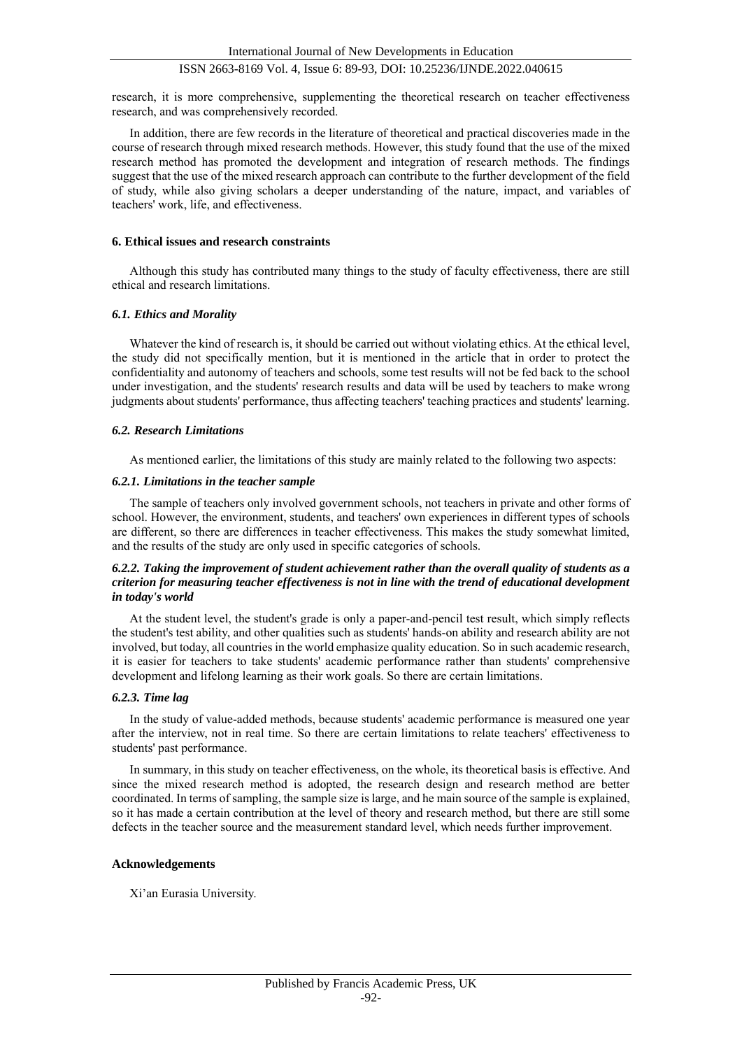research, it is more comprehensive, supplementing the theoretical research on teacher effectiveness research, and was comprehensively recorded.

In addition, there are few records in the literature of theoretical and practical discoveries made in the course of research through mixed research methods. However, this study found that the use of the mixed research method has promoted the development and integration of research methods. The findings suggest that the use of the mixed research approach can contribute to the further development of the field of study, while also giving scholars a deeper understanding of the nature, impact, and variables of teachers' work, life, and effectiveness.

## 6. Ethical issues and research constraints

Although this study has contributed many things to the study of faculty effectiveness, there are still ethical and research limitations.

### *6.1. Ethics and Morality*

Whatever the kind of research is, it should be carried out without violating ethics. At the ethical level, the study did not specifically mention, but it is mentioned in the article that in order to protect the confidentiality and autonomy of teachers and schools, some test results will not be fed back to the school under investigation, and the students' research results and data will be used by teachers to make wrong judgments about students' performance, thus affecting teachers' teaching practices and students' learning.

### *6.2. Research Limitations*

As mentioned earlier, the limitations of this study are mainly related to the following two aspects:

#### *6.2.1. Limitations in the teacher sample*

The sample of teachers only involved government schools, not teachers in private and other forms of school. However, the environment, students, and teachers' own experiences in different types of schools are different, so there are differences in teacher effectiveness. This makes the study somewhat limited, and the results of the study are only used in specific categories of schools.

#### *6.2.2. Taking the improvement of student achievement rather than the overall quality of students as a criterion for measuring teacher effectiveness is not in line with the trend of educational development in today's world*

At the student level, the student's grade is only a paper-and-pencil test result, which simply reflects the student's test ability, and other qualities such as students' hands-on ability and research ability are not involved, but today, all countries in the world emphasize quality education. So in such academic research, it is easier for teachers to take students' academic performance rather than students' comprehensive development and lifelong learning as their work goals. So there are certain limitations.

#### *6.2.3. Time lag*

In the study of value-added methods, because students' academic performance is measured one year after the interview, not in real time. So there are certain limitations to relate teachers' effectiveness to students' past performance.

In summary, in this study on teacher effectiveness, on the whole, its theoretical basis is effective. And since the mixed research method is adopted, the research design and research method are better coordinated. In terms of sampling, the sample size is large, and he main source of the sample is explained, so it has made a certain contribution at the level of theory and research method, but there are still some defects in the teacher source and the measurement standard level, which needs further improvement.

## Acknowledgements

Xi'an Eurasia University.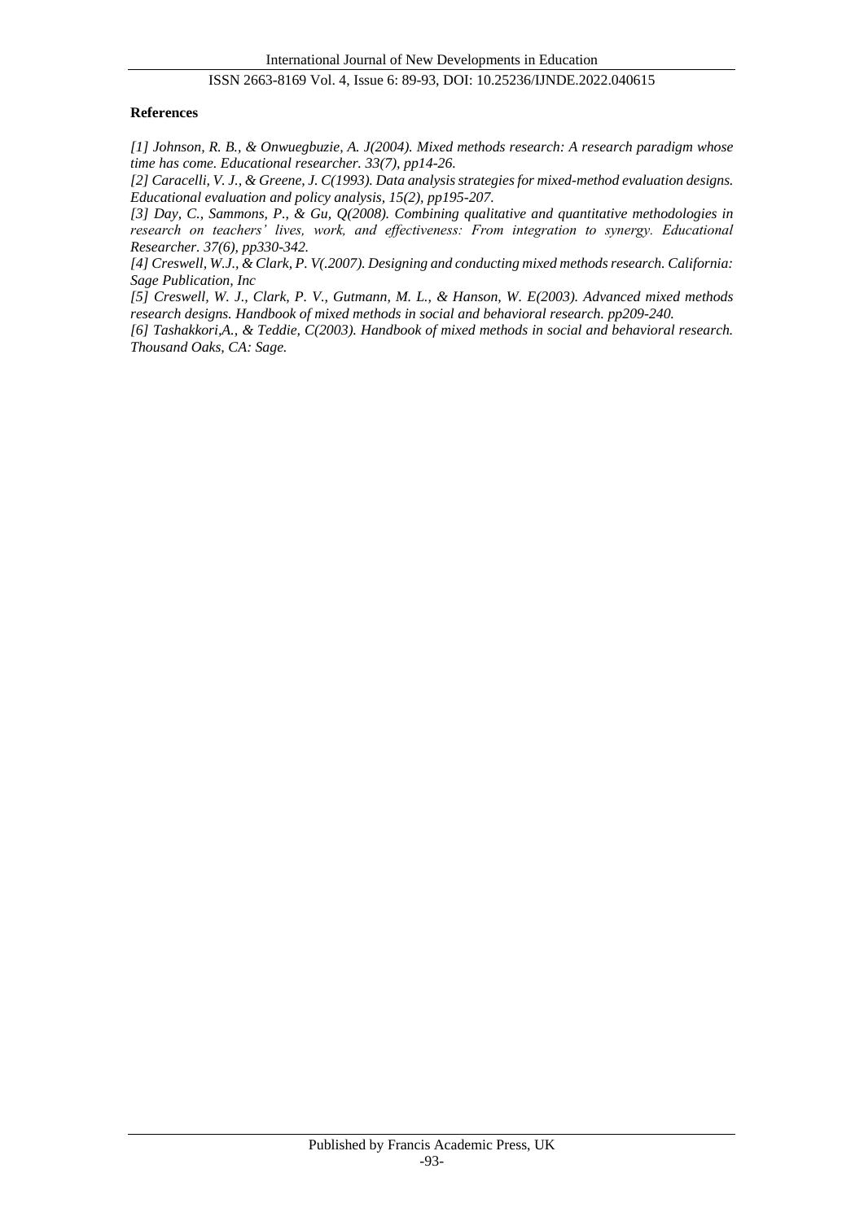**References**

*[1] Johnson, R. B., & Onwuegbuzie, A. J(2004). Mixed methods research: A research paradigm whose time has come. Educational researcher. 33(7), pp14-26.*

*[2] Caracelli, V. J., & Greene, J. C(1993). Data analysis strategies for mixed-method evaluation designs. Educational evaluation and policy analysis, 15(2), pp195-207.*

*[3] Day, C., Sammons, P., & Gu, Q(2008). Combining qualitative and quantitative methodologies in research on teachers' lives, work, and effectiveness: From integration to synergy. Educational Researcher. 37(6), pp330-342.*

*[4] Creswell, W.J., & Clark, P. V(.2007). Designing and conducting mixed methods research. California: Sage Publication, Inc*

*[5] Creswell, W. J., Clark, P. V., Gutmann, M. L., & Hanson, W. E(2003). Advanced mixed methods research designs. Handbook of mixed methods in social and behavioral research. pp209-240.*

*[6] Tashakkori,A., & Teddie, C(2003). Handbook of mixed methods in social and behavioral research. Thousand Oaks, CA: Sage.*